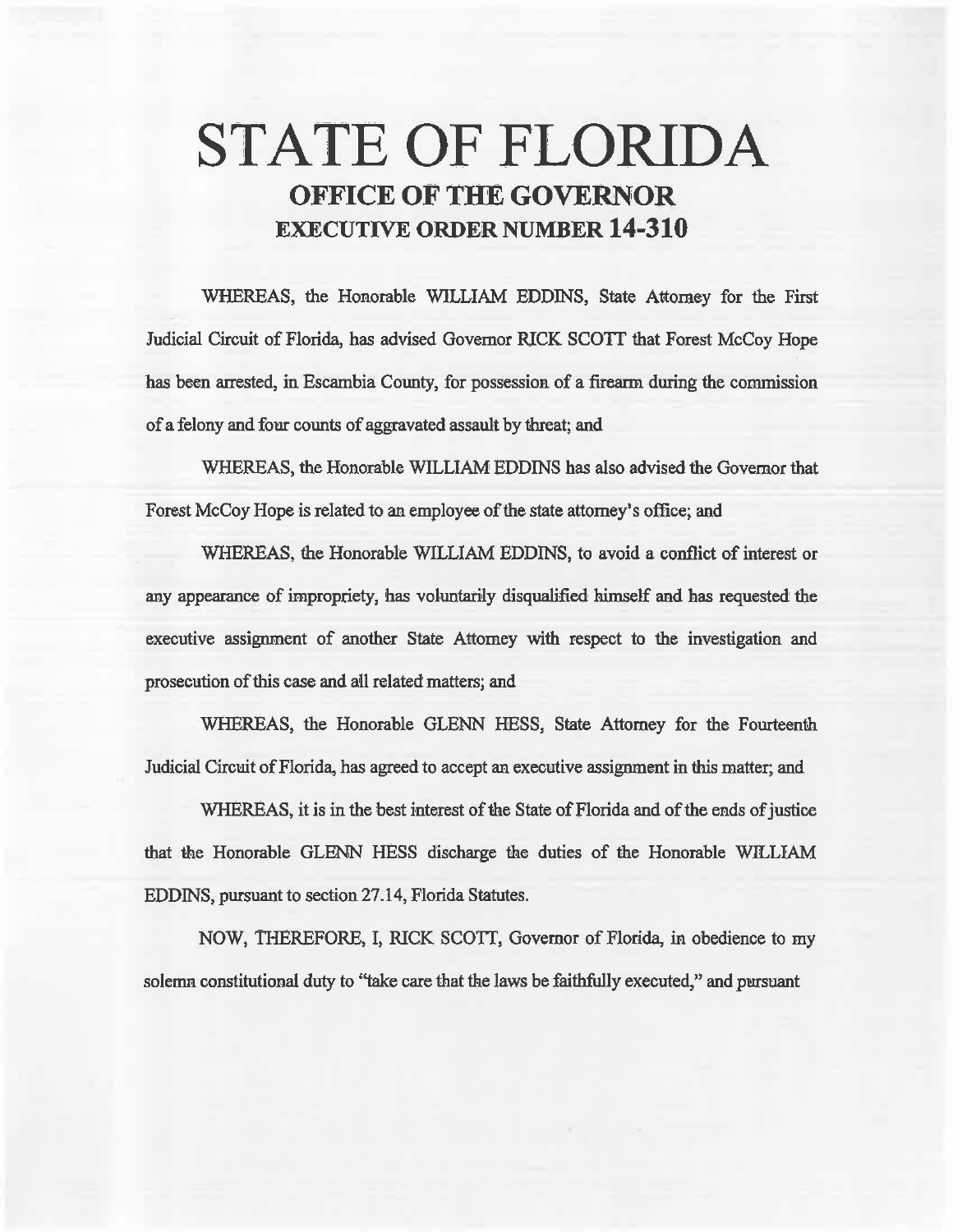# STATE OF FLORIDA

## OFFICE OF THE GOVERNOR

## EXECUTIVE ORDER NUMBER 14-310

WHEREAS, the Honorable WILLIAM EDDINS, State Attorney for the First Judicial Circuit of Florida, has advised Governor RICK SCOTT that Forest McCoy Hope has been arrested, in Escambia County, for possession of a firearm during the commission of a felony and four counts of aggravated assault by threat; and

WHEREAS, the Honorable WILLIAM EDDINS has also advised the Governor that Forest McCoy Hope is related to an employee of the state attorney's office; and

WHEREAS, the Honorable WILLIAM EDDINS, to avoid a conflict of interest or any appearance of impropriety, has voluntarily disqualified himself and has requested the executive assignment of another State Attorney with respect to the investigation and prosecution of this case and all related matters; and

WHEREAS, the Honorable GLENN HESS, State Attorney for the Fourteenth Judicial Circuit of Florida, has agreed to accept an executive assignment in this matter; and

WHEREAS, it is in the best interest of the State of Florida and of the ends of justice that the Honorable GLENN HESS discharge the duties of the Honorable WILLIAM EDDINS, pursuant to section 27.14, Florida Statutes.

NOW, THEREFORE, I, RICK SCOTT, Governor of Florida, in obedience to my solemn constitutional duty to "take care that the laws be faithfully executed," and pursuant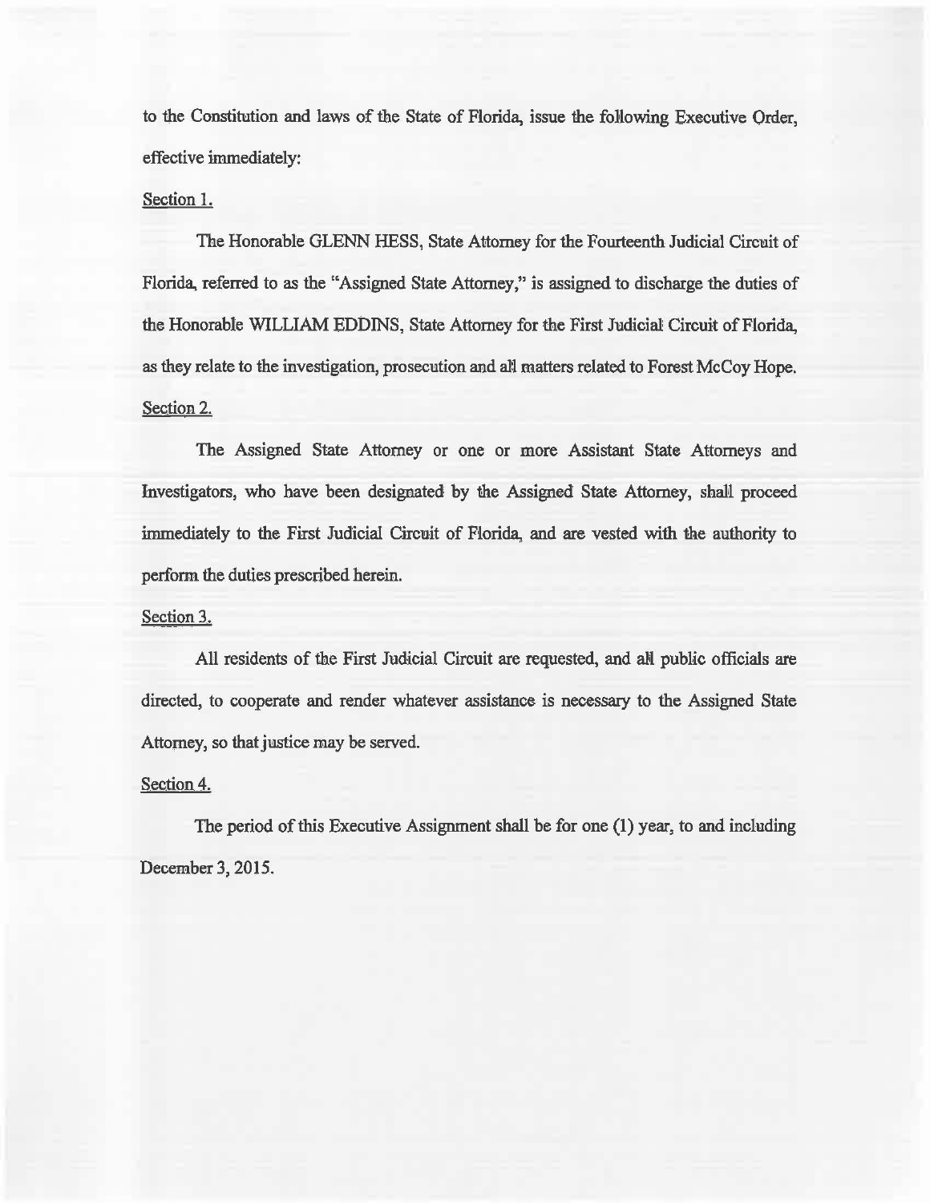to the Constitution and laws of the State of Florida, issue the following Executive Order, effective immediately:

Section 1.

The Honorable GLENN HESS, State Attorney for the Fourteenth Judicial Circuit of Florida, referred to as the "Assigned State Attorney," is assigned to discharge the duties of the Honorable WILLIAM EDDINS, State Attorney for the First Judicial Circuit of Florida, as they relate to the investigation, prosecution and all matters related to Forest McCoy Hope.

Section 2.

The Assigned State Attorney or one or more Assistant State Attorneys and Investigators, who have been designated by the Assigned State Attorney, shall proceed immediately to the First Judicial Circuit of Florida, and are vested with the authority to perform the duties prescribed herein.

Section 3.

All residents of the First Judicial Circuit are requested, and all public officials are directed, to cooperate and render whatever assistance is necessary to the Assigned State Attorney, so that justice may be served.

Section 4.

The period of this Executive Assignment shall be for one (1) year, to and including December 3, 2015.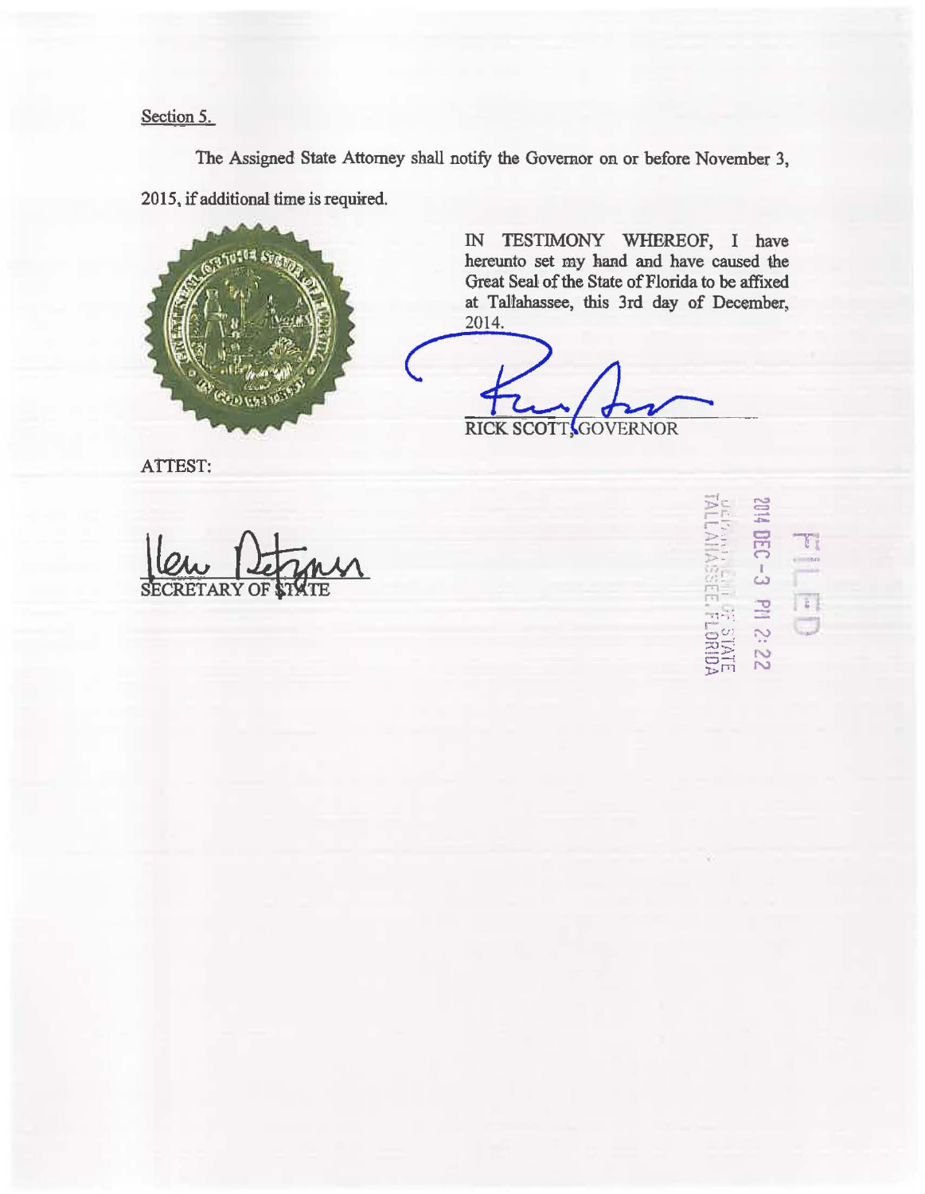Section 5.

The Assigned State Attorney shall notify the Governor on or before November 3, 2015, if additional time is required.

IN TESTIMONY WHEREOF, I have hereunto set my hand and have caused the Great Seal of the State of Florida to be affixed at Tallahassee, this 3rd day of December, 2014.

RICK SCOTT, GOVERNOR

ATTEST:

SECRETARY OF STATE

FILED

2014 DEC -3 PM 2:22

DEPARTMENT OF STATE
TALLAHASSEE, FLORIDA